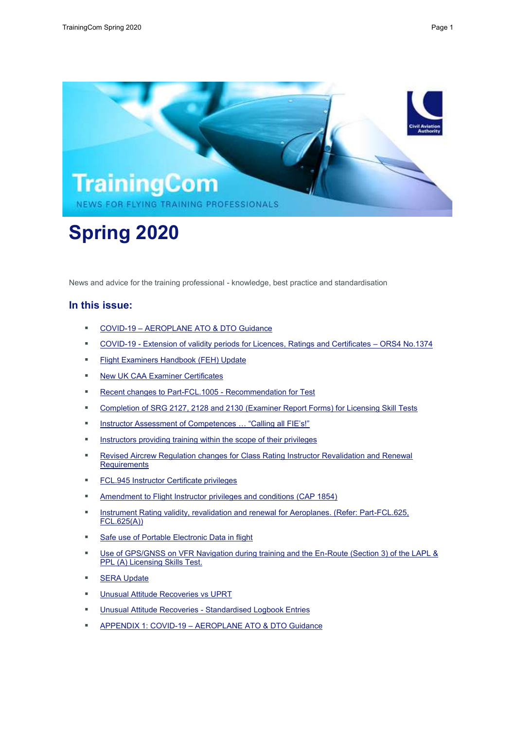# TrainingCom

NEWS FOR FLYING TRAINING PROFESSIONALS

# Spring 2020

News and advice for the training professional - knowledge, best practice and standardisation

## In this issue:

- COVID-19 – AEROPLANE ATO & DTO Guidance
- COVID-19 - Extension of validity periods for Licences, Ratings and Certificates – ORS4 No.1374
- Flight Examiners Handbook (FEH) Update
- New UK CAA Examiner Certificates
- Recent changes to Part-FCL.1005 - Recommendation for Test
- Completion of SRG 2127, 2128 and 2130 (Examiner Report Forms) for Licensing Skill Tests
- Instructor Assessment of Competences … "Calling all FIE's!"
- Instructors providing training within the scope of their privileges
- Revised Aircrew Regulation changes for Class Rating Instructor Revalidation and Renewal Requirements
- FCL.945 Instructor Certificate privileges
- Amendment to Flight Instructor privileges and conditions (CAP 1854)
- Instrument Rating validity, revalidation and renewal for Aeroplanes. (Refer: Part-FCL.625, FCL.625(A))
- Safe use of Portable Electronic Data in flight
- Use of GPS/GNSS on VFR Navigation during training and the En-Route (Section 3) of the LAPL & PPL (A) Licensing Skills Test.
- SERA Update
- Unusual Attitude Recoveries vs UPRT
- Unusual Attitude Recoveries - Standardised Logbook Entries
- APPENDIX 1: COVID-19 – AEROPLANE ATO & DTO Guidance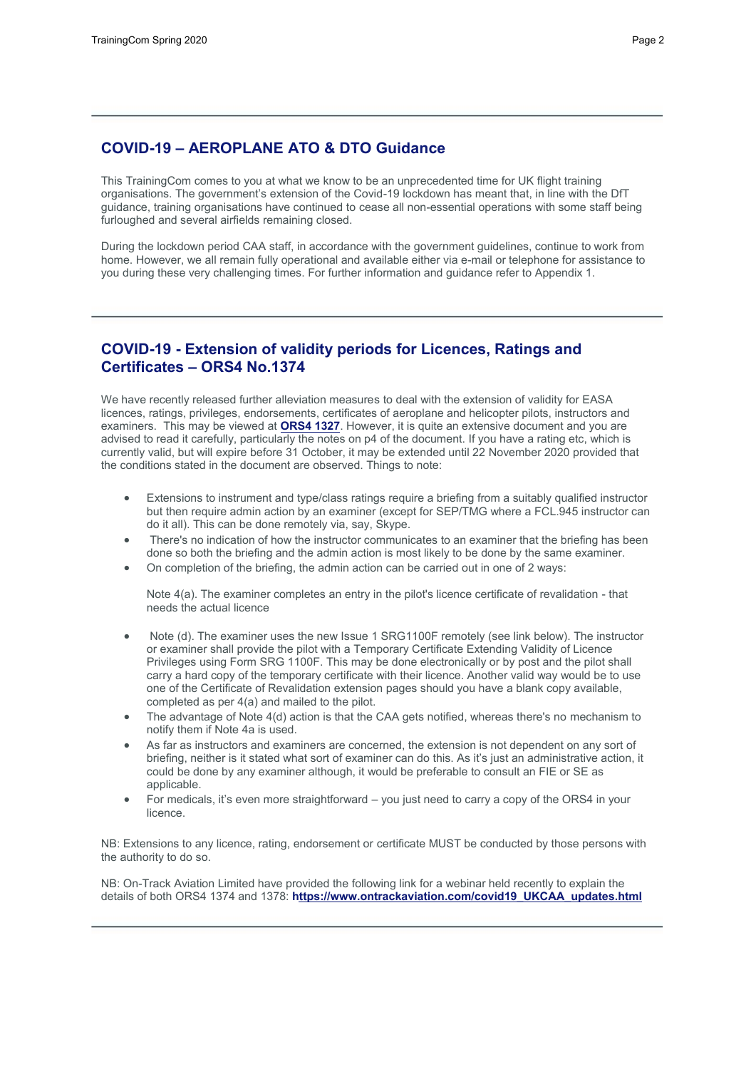## COVID-19 – AEROPLANE ATO & DTO Guidance

This TrainingCom comes to you at what we know to be an unprecedented time for UK flight training organisations. The government's extension of the Covid-19 lockdown has meant that, in line with the DfT guidance, training organisations have continued to cease all non-essential operations with some staff being furloughed and several airfields remaining closed.

During the lockdown period CAA staff, in accordance with the government guidelines, continue to work from home. However, we all remain fully operational and available either via e-mail or telephone for assistance to you during these very challenging times. For further information and guidance refer to Appendix 1.

## COVID-19 - Extension of validity periods for Licences, Ratings and Certificates – ORS4 No.1374

We have recently released further alleviation measures to deal with the extension of validity for EASA licences, ratings, privileges, endorsements, certificates of aeroplane and helicopter pilots, instructors and examiners. This may be viewed at **ORS4 1327**. However, it is quite an extensive document and you are advised to read it carefully, particularly the notes on p4 of the document. If you have a rating etc, which is currently valid, but will expire before 31 October, it may be extended until 22 November 2020 provided that the conditions stated in the document are observed. Things to note:

- Extensions to instrument and type/class ratings require a briefing from a suitably qualified instructor but then require admin action by an examiner (except for SEP/TMG where a FCL.945 instructor can do it all). This can be done remotely via, say, Skype.
- There's no indication of how the instructor communicates to an examiner that the briefing has been done so both the briefing and the admin action is most likely to be done by the same examiner.
- On completion of the briefing, the admin action can be carried out in one of 2 ways:

  Note 4(a). The examiner completes an entry in the pilot's licence certificate of revalidation - that needs the actual licence

- Note (d). The examiner uses the new Issue 1 SRG1100F remotely (see link below). The instructor or examiner shall provide the pilot with a Temporary Certificate Extending Validity of Licence Privileges using Form SRG 1100F. This may be done electronically or by post and the pilot shall carry a hard copy of the temporary certificate with their licence. Another valid way would be to use one of the Certificate of Revalidation extension pages should you have a blank copy available, completed as per 4(a) and mailed to the pilot.
- The advantage of Note 4(d) action is that the CAA gets notified, whereas there's no mechanism to notify them if Note 4a is used.
- As far as instructors and examiners are concerned, the extension is not dependent on any sort of briefing, neither is it stated what sort of examiner can do this. As it's just an administrative action, it could be done by any examiner although, it would be preferable to consult an FIE or SE as applicable.
- For medicals, it's even more straightforward – you just need to carry a copy of the ORS4 in your licence.

NB: Extensions to any licence, rating, endorsement or certificate MUST be conducted by those persons with the authority to do so.

NB: On-Track Aviation Limited have provided the following link for a webinar held recently to explain the details of both ORS4 1374 and 1378: **https://www.ontrackaviation.com/covid19_UKCAA_updates.html**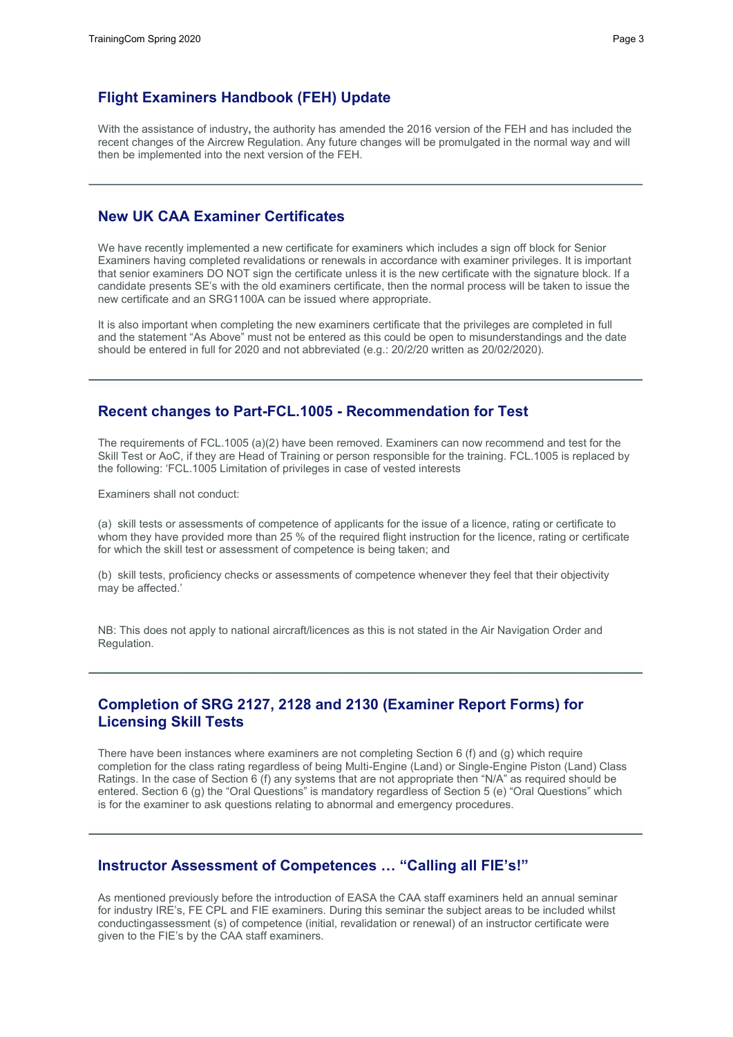## Flight Examiners Handbook (FEH) Update

With the assistance of industry**,** the authority has amended the 2016 version of the FEH and has included the recent changes of the Aircrew Regulation. Any future changes will be promulgated in the normal way and will then be implemented into the next version of the FEH.

---

## New UK CAA Examiner Certificates

We have recently implemented a new certificate for examiners which includes a sign off block for Senior Examiners having completed revalidations or renewals in accordance with examiner privileges. It is important that senior examiners DO NOT sign the certificate unless it is the new certificate with the signature block. If a candidate presents SE's with the old examiners certificate, then the normal process will be taken to issue the new certificate and an SRG1100A can be issued where appropriate.

It is also important when completing the new examiners certificate that the privileges are completed in full and the statement "As Above" must not be entered as this could be open to misunderstandings and the date should be entered in full for 2020 and not abbreviated (e.g.: 20/2/20 written as 20/02/2020).

---

## Recent changes to Part-FCL.1005 - Recommendation for Test

The requirements of FCL.1005 (a)(2) have been removed. Examiners can now recommend and test for the Skill Test or AoC, if they are Head of Training or person responsible for the training. FCL.1005 is replaced by the following: 'FCL.1005 Limitation of privileges in case of vested interests

Examiners shall not conduct:

(a) skill tests or assessments of competence of applicants for the issue of a licence, rating or certificate to whom they have provided more than 25 % of the required flight instruction for the licence, rating or certificate for which the skill test or assessment of competence is being taken; and

(b) skill tests, proficiency checks or assessments of competence whenever they feel that their objectivity may be affected.'

NB: This does not apply to national aircraft/licences as this is not stated in the Air Navigation Order and Regulation.

---

## Completion of SRG 2127, 2128 and 2130 (Examiner Report Forms) for Licensing Skill Tests

There have been instances where examiners are not completing Section 6 (f) and (g) which require completion for the class rating regardless of being Multi-Engine (Land) or Single-Engine Piston (Land) Class Ratings. In the case of Section 6 (f) any systems that are not appropriate then "N/A" as required should be entered. Section 6 (g) the "Oral Questions" is mandatory regardless of Section 5 (e) "Oral Questions" which is for the examiner to ask questions relating to abnormal and emergency procedures.

---

## Instructor Assessment of Competences … "Calling all FIE's!"

As mentioned previously before the introduction of EASA the CAA staff examiners held an annual seminar for industry IRE's, FE CPL and FIE examiners. During this seminar the subject areas to be included whilst conductingassessment (s) of competence (initial, revalidation or renewal) of an instructor certificate were given to the FIE's by the CAA staff examiners.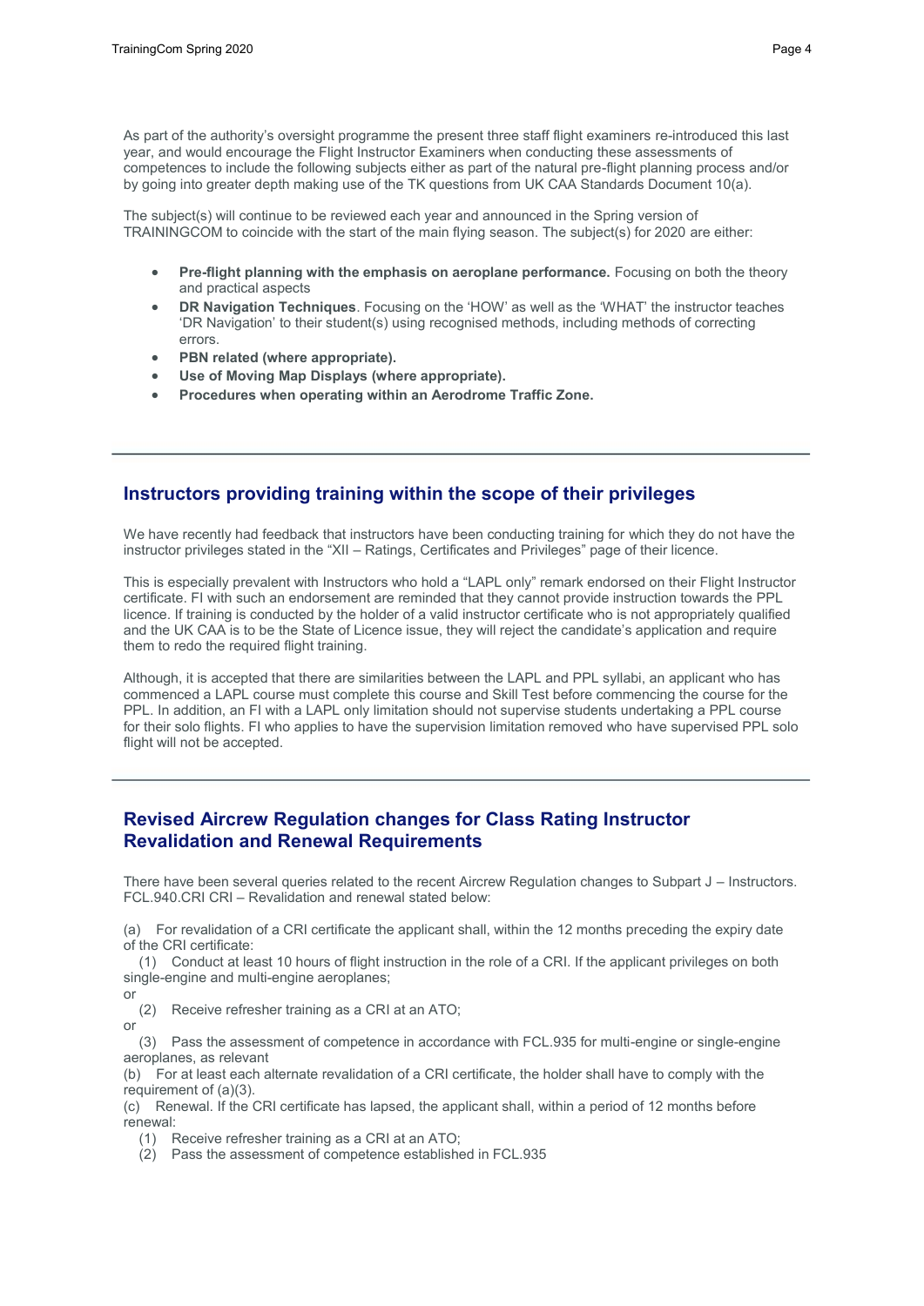As part of the authority's oversight programme the present three staff flight examiners re-introduced this last year, and would encourage the Flight Instructor Examiners when conducting these assessments of competences to include the following subjects either as part of the natural pre-flight planning process and/or by going into greater depth making use of the TK questions from UK CAA Standards Document 10(a).

The subject(s) will continue to be reviewed each year and announced in the Spring version of TRAININGCOM to coincide with the start of the main flying season. The subject(s) for 2020 are either:

- **Pre-flight planning with the emphasis on aeroplane performance.** Focusing on both the theory and practical aspects
- **DR Navigation Techniques**. Focusing on the 'HOW' as well as the 'WHAT' the instructor teaches 'DR Navigation' to their student(s) using recognised methods, including methods of correcting errors.
- **PBN related (where appropriate).**
- **Use of Moving Map Displays (where appropriate).**
- **Procedures when operating within an Aerodrome Traffic Zone.**

---

## Instructors providing training within the scope of their privileges

We have recently had feedback that instructors have been conducting training for which they do not have the instructor privileges stated in the "XII – Ratings, Certificates and Privileges" page of their licence.

This is especially prevalent with Instructors who hold a "LAPL only" remark endorsed on their Flight Instructor certificate. FI with such an endorsement are reminded that they cannot provide instruction towards the PPL licence. If training is conducted by the holder of a valid instructor certificate who is not appropriately qualified and the UK CAA is to be the State of Licence issue, they will reject the candidate's application and require them to redo the required flight training.

Although, it is accepted that there are similarities between the LAPL and PPL syllabi, an applicant who has commenced a LAPL course must complete this course and Skill Test before commencing the course for the PPL. In addition, an FI with a LAPL only limitation should not supervise students undertaking a PPL course for their solo flights. FI who applies to have the supervision limitation removed who have supervised PPL solo flight will not be accepted.

---

## Revised Aircrew Regulation changes for Class Rating Instructor Revalidation and Renewal Requirements

There have been several queries related to the recent Aircrew Regulation changes to Subpart J – Instructors. FCL.940.CRI CRI – Revalidation and renewal stated below:

(a) For revalidation of a CRI certificate the applicant shall, within the 12 months preceding the expiry date of the CRI certificate:

(1) Conduct at least 10 hours of flight instruction in the role of a CRI. If the applicant privileges on both single-engine and multi-engine aeroplanes;

or

(2) Receive refresher training as a CRI at an ATO;

or

(3) Pass the assessment of competence in accordance with FCL.935 for multi-engine or single-engine aeroplanes, as relevant

(b) For at least each alternate revalidation of a CRI certificate, the holder shall have to comply with the requirement of (a)(3).

(c) Renewal. If the CRI certificate has lapsed, the applicant shall, within a period of 12 months before renewal:

(1) Receive refresher training as a CRI at an ATO;

(2) Pass the assessment of competence established in FCL.935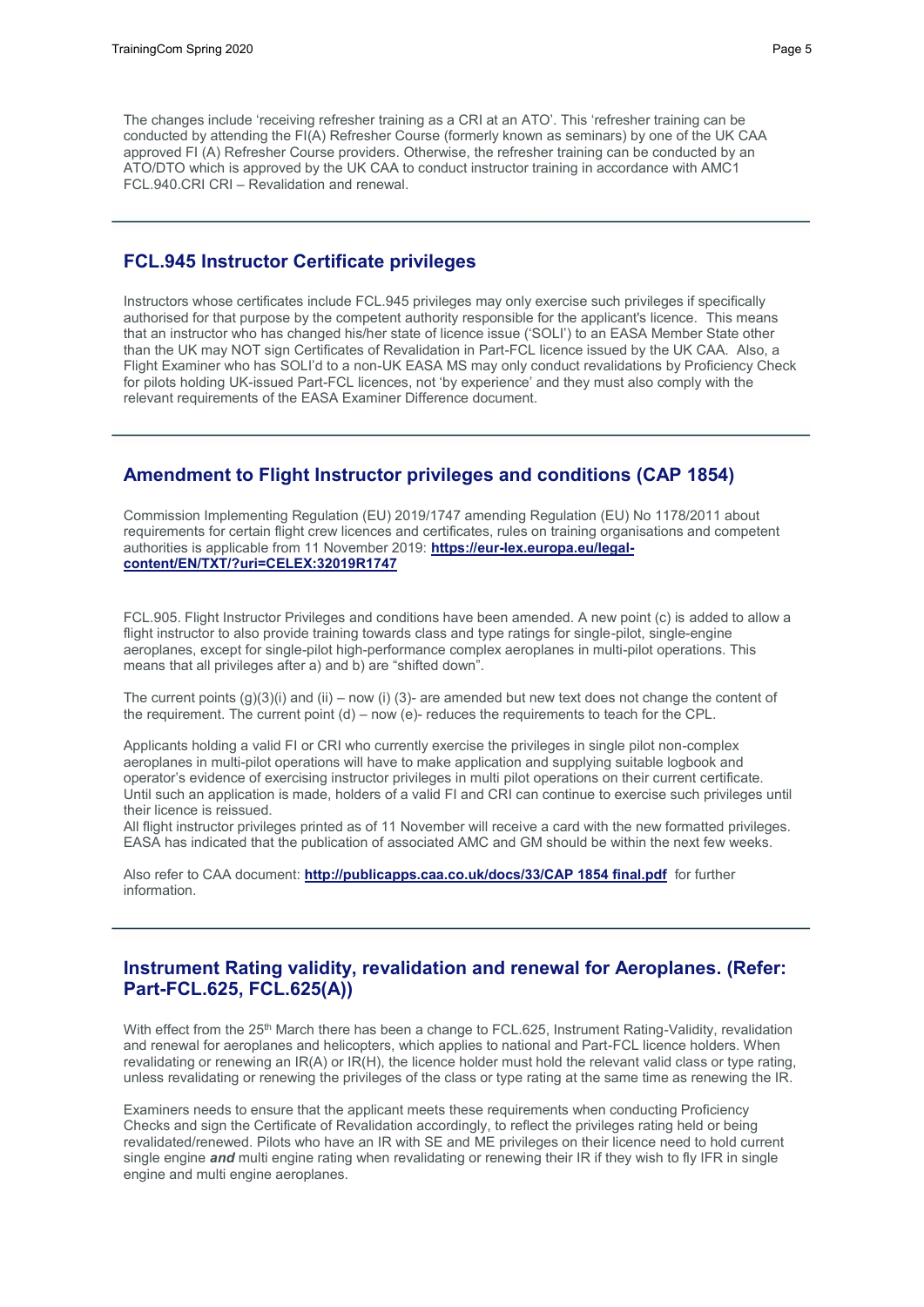The changes include 'receiving refresher training as a CRI at an ATO'. This 'refresher training can be conducted by attending the FI(A) Refresher Course (formerly known as seminars) by one of the UK CAA approved FI (A) Refresher Course providers. Otherwise, the refresher training can be conducted by an ATO/DTO which is approved by the UK CAA to conduct instructor training in accordance with AMC1 FCL.940.CRI CRI – Revalidation and renewal.

---

## FCL.945 Instructor Certificate privileges

Instructors whose certificates include FCL.945 privileges may only exercise such privileges if specifically authorised for that purpose by the competent authority responsible for the applicant's licence. This means that an instructor who has changed his/her state of licence issue ('SOLI') to an EASA Member State other than the UK may NOT sign Certificates of Revalidation in Part-FCL licence issued by the UK CAA. Also, a Flight Examiner who has SOLI'd to a non-UK EASA MS may only conduct revalidations by Proficiency Check for pilots holding UK-issued Part-FCL licences, not 'by experience' and they must also comply with the relevant requirements of the EASA Examiner Difference document.

---

## Amendment to Flight Instructor privileges and conditions (CAP 1854)

Commission Implementing Regulation (EU) 2019/1747 amending Regulation (EU) No 1178/2011 about requirements for certain flight crew licences and certificates, rules on training organisations and competent authorities is applicable from 11 November 2019: **https://eur-lex.europa.eu/legal-content/EN/TXT/?uri=CELEX:32019R1747**

FCL.905. Flight Instructor Privileges and conditions have been amended. A new point (c) is added to allow a flight instructor to also provide training towards class and type ratings for single-pilot, single-engine aeroplanes, except for single-pilot high-performance complex aeroplanes in multi-pilot operations. This means that all privileges after a) and b) are "shifted down".

The current points (g)(3)(i) and (ii) – now (i) (3)- are amended but new text does not change the content of the requirement. The current point (d) – now (e)- reduces the requirements to teach for the CPL.

Applicants holding a valid FI or CRI who currently exercise the privileges in single pilot non-complex aeroplanes in multi-pilot operations will have to make application and supplying suitable logbook and operator's evidence of exercising instructor privileges in multi pilot operations on their current certificate. Until such an application is made, holders of a valid FI and CRI can continue to exercise such privileges until their licence is reissued.
All flight instructor privileges printed as of 11 November will receive a card with the new formatted privileges. EASA has indicated that the publication of associated AMC and GM should be within the next few weeks.

Also refer to CAA document: **http://publicapps.caa.co.uk/docs/33/CAP 1854 final.pdf** for further information.

---

## Instrument Rating validity, revalidation and renewal for Aeroplanes. (Refer: Part-FCL.625, FCL.625(A))

With effect from the 25th March there has been a change to FCL.625, Instrument Rating-Validity, revalidation and renewal for aeroplanes and helicopters, which applies to national and Part-FCL licence holders. When revalidating or renewing an IR(A) or IR(H), the licence holder must hold the relevant valid class or type rating, unless revalidating or renewing the privileges of the class or type rating at the same time as renewing the IR.

Examiners needs to ensure that the applicant meets these requirements when conducting Proficiency Checks and sign the Certificate of Revalidation accordingly, to reflect the privileges rating held or being revalidated/renewed. Pilots who have an IR with SE and ME privileges on their licence need to hold current single engine ***and*** multi engine rating when revalidating or renewing their IR if they wish to fly IFR in single engine and multi engine aeroplanes.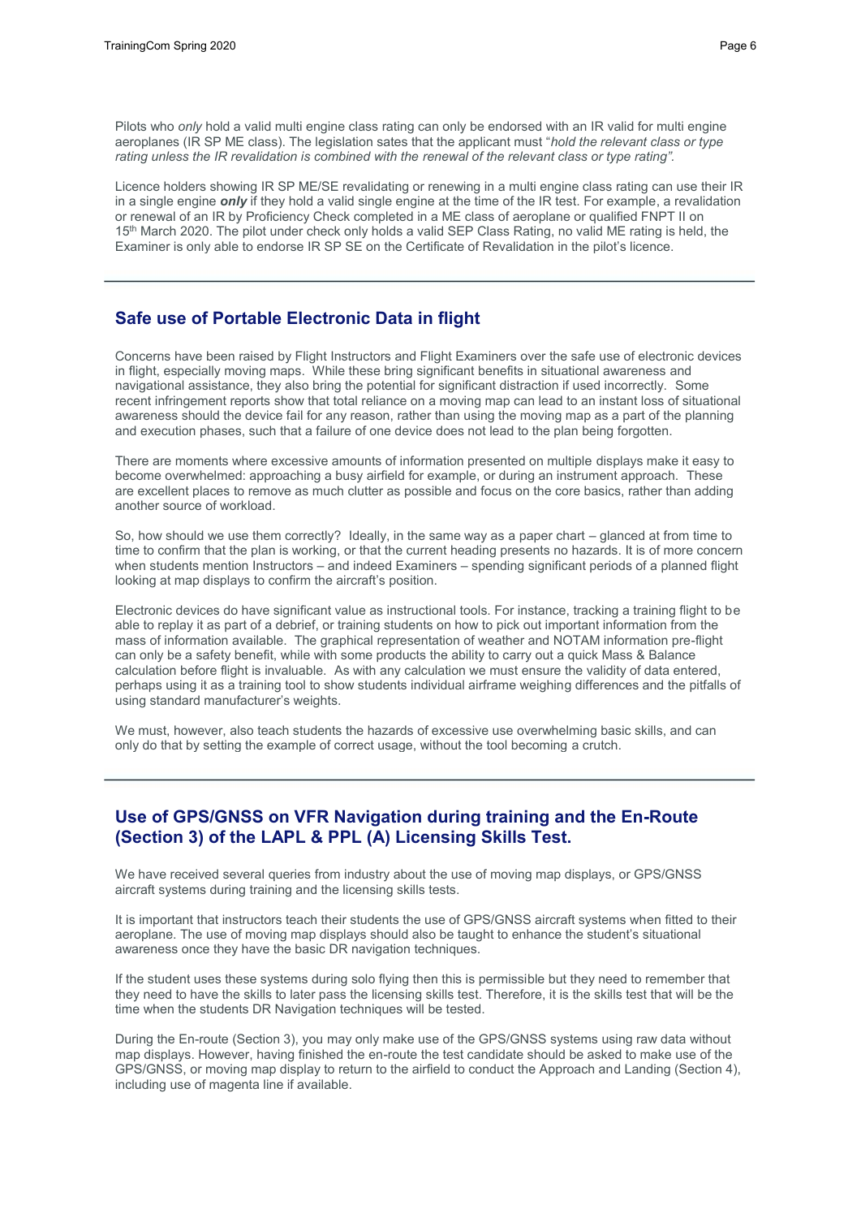Pilots who *only* hold a valid multi engine class rating can only be endorsed with an IR valid for multi engine aeroplanes (IR SP ME class). The legislation sates that the applicant must "*hold the relevant class or type rating unless the IR revalidation is combined with the renewal of the relevant class or type rating"*.

Licence holders showing IR SP ME/SE revalidating or renewing in a multi engine class rating can use their IR in a single engine ***only*** if they hold a valid single engine at the time of the IR test. For example, a revalidation or renewal of an IR by Proficiency Check completed in a ME class of aeroplane or qualified FNPT II on 15th March 2020. The pilot under check only holds a valid SEP Class Rating, no valid ME rating is held, the Examiner is only able to endorse IR SP SE on the Certificate of Revalidation in the pilot's licence.

---

## Safe use of Portable Electronic Data in flight

Concerns have been raised by Flight Instructors and Flight Examiners over the safe use of electronic devices in flight, especially moving maps. While these bring significant benefits in situational awareness and navigational assistance, they also bring the potential for significant distraction if used incorrectly. Some recent infringement reports show that total reliance on a moving map can lead to an instant loss of situational awareness should the device fail for any reason, rather than using the moving map as a part of the planning and execution phases, such that a failure of one device does not lead to the plan being forgotten.

There are moments where excessive amounts of information presented on multiple displays make it easy to become overwhelmed: approaching a busy airfield for example, or during an instrument approach. These are excellent places to remove as much clutter as possible and focus on the core basics, rather than adding another source of workload.

So, how should we use them correctly? Ideally, in the same way as a paper chart – glanced at from time to time to confirm that the plan is working, or that the current heading presents no hazards. It is of more concern when students mention Instructors – and indeed Examiners – spending significant periods of a planned flight looking at map displays to confirm the aircraft's position.

Electronic devices do have significant value as instructional tools. For instance, tracking a training flight to be able to replay it as part of a debrief, or training students on how to pick out important information from the mass of information available. The graphical representation of weather and NOTAM information pre-flight can only be a safety benefit, while with some products the ability to carry out a quick Mass & Balance calculation before flight is invaluable. As with any calculation we must ensure the validity of data entered, perhaps using it as a training tool to show students individual airframe weighing differences and the pitfalls of using standard manufacturer's weights.

We must, however, also teach students the hazards of excessive use overwhelming basic skills, and can only do that by setting the example of correct usage, without the tool becoming a crutch.

---

## Use of GPS/GNSS on VFR Navigation during training and the En-Route (Section 3) of the LAPL & PPL (A) Licensing Skills Test.

We have received several queries from industry about the use of moving map displays, or GPS/GNSS aircraft systems during training and the licensing skills tests.

It is important that instructors teach their students the use of GPS/GNSS aircraft systems when fitted to their aeroplane. The use of moving map displays should also be taught to enhance the student's situational awareness once they have the basic DR navigation techniques.

If the student uses these systems during solo flying then this is permissible but they need to remember that they need to have the skills to later pass the licensing skills test. Therefore, it is the skills test that will be the time when the students DR Navigation techniques will be tested.

During the En-route (Section 3), you may only make use of the GPS/GNSS systems using raw data without map displays. However, having finished the en-route the test candidate should be asked to make use of the GPS/GNSS, or moving map display to return to the airfield to conduct the Approach and Landing (Section 4), including use of magenta line if available.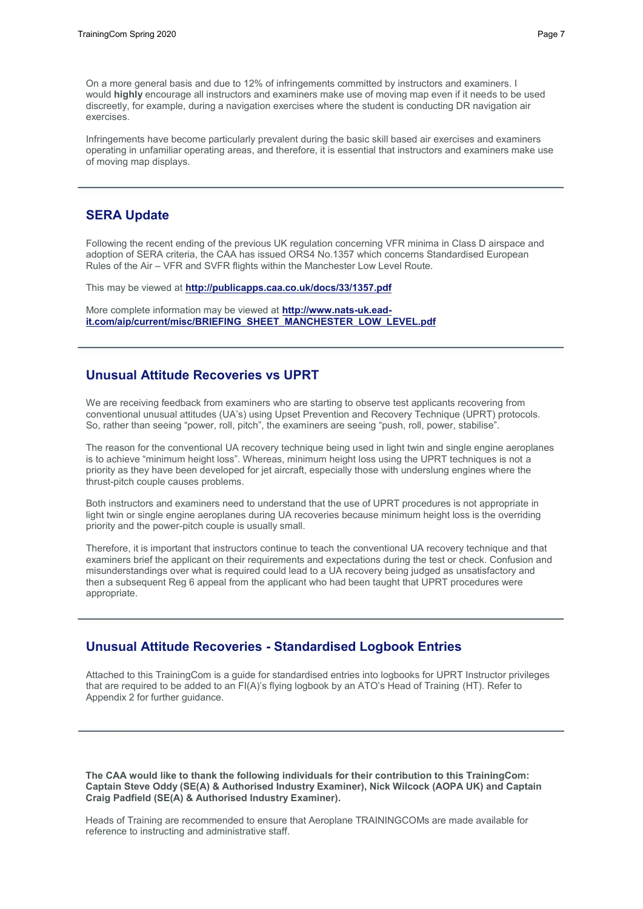On a more general basis and due to 12% of infringements committed by instructors and examiners. I would **highly** encourage all instructors and examiners make use of moving map even if it needs to be used discreetly, for example, during a navigation exercises where the student is conducting DR navigation air exercises.

Infringements have become particularly prevalent during the basic skill based air exercises and examiners operating in unfamiliar operating areas, and therefore, it is essential that instructors and examiners make use of moving map displays.

---

## SERA Update

Following the recent ending of the previous UK regulation concerning VFR minima in Class D airspace and adoption of SERA criteria, the CAA has issued ORS4 No.1357 which concerns Standardised European Rules of the Air – VFR and SVFR flights within the Manchester Low Level Route.

This may be viewed at **http://publicapps.caa.co.uk/docs/33/1357.pdf**

More complete information may be viewed at **http://www.nats-uk.ead-it.com/aip/current/misc/BRIEFING_SHEET_MANCHESTER_LOW_LEVEL.pdf**

---

## Unusual Attitude Recoveries vs UPRT

We are receiving feedback from examiners who are starting to observe test applicants recovering from conventional unusual attitudes (UA's) using Upset Prevention and Recovery Technique (UPRT) protocols. So, rather than seeing "power, roll, pitch", the examiners are seeing "push, roll, power, stabilise".

The reason for the conventional UA recovery technique being used in light twin and single engine aeroplanes is to achieve "minimum height loss". Whereas, minimum height loss using the UPRT techniques is not a priority as they have been developed for jet aircraft, especially those with underslung engines where the thrust-pitch couple causes problems.

Both instructors and examiners need to understand that the use of UPRT procedures is not appropriate in light twin or single engine aeroplanes during UA recoveries because minimum height loss is the overriding priority and the power-pitch couple is usually small.

Therefore, it is important that instructors continue to teach the conventional UA recovery technique and that examiners brief the applicant on their requirements and expectations during the test or check. Confusion and misunderstandings over what is required could lead to a UA recovery being judged as unsatisfactory and then a subsequent Reg 6 appeal from the applicant who had been taught that UPRT procedures were appropriate.

---

## Unusual Attitude Recoveries - Standardised Logbook Entries

Attached to this TrainingCom is a guide for standardised entries into logbooks for UPRT Instructor privileges that are required to be added to an FI(A)'s flying logbook by an ATO's Head of Training (HT). Refer to Appendix 2 for further guidance.

---

**The CAA would like to thank the following individuals for their contribution to this TrainingCom: Captain Steve Oddy (SE(A) & Authorised Industry Examiner), Nick Wilcock (AOPA UK) and Captain Craig Padfield (SE(A) & Authorised Industry Examiner).**

Heads of Training are recommended to ensure that Aeroplane TRAININGCOMs are made available for reference to instructing and administrative staff.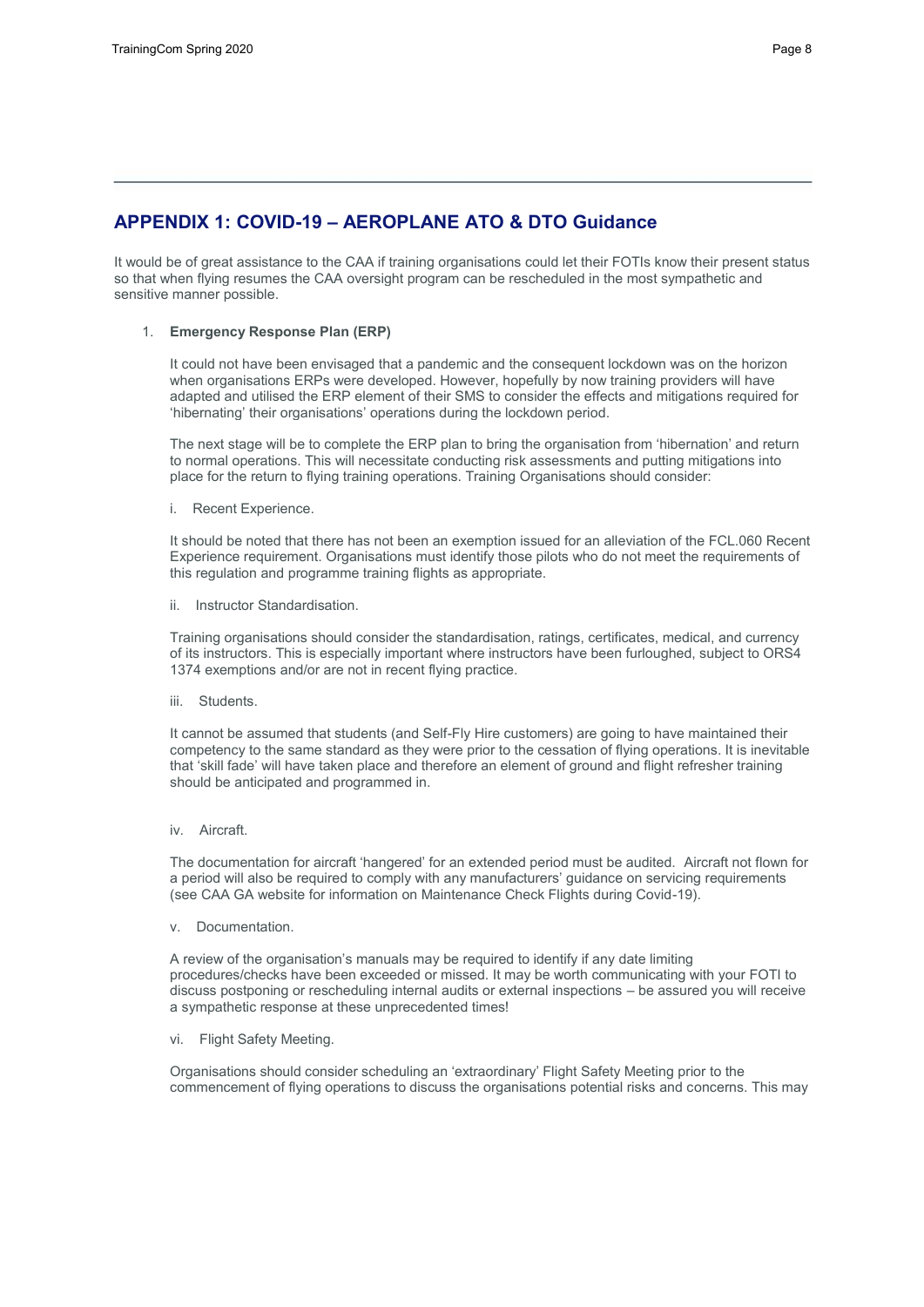## APPENDIX 1: COVID-19 – AEROPLANE ATO & DTO Guidance

It would be of great assistance to the CAA if training organisations could let their FOTIs know their present status so that when flying resumes the CAA oversight program can be rescheduled in the most sympathetic and sensitive manner possible.

1. **Emergency Response Plan (ERP)**

   It could not have been envisaged that a pandemic and the consequent lockdown was on the horizon when organisations ERPs were developed. However, hopefully by now training providers will have adapted and utilised the ERP element of their SMS to consider the effects and mitigations required for 'hibernating' their organisations' operations during the lockdown period.

   The next stage will be to complete the ERP plan to bring the organisation from 'hibernation' and return to normal operations. This will necessitate conducting risk assessments and putting mitigations into place for the return to flying training operations. Training Organisations should consider:

   i. Recent Experience.

   It should be noted that there has not been an exemption issued for an alleviation of the FCL.060 Recent Experience requirement. Organisations must identify those pilots who do not meet the requirements of this regulation and programme training flights as appropriate.

   ii. Instructor Standardisation.

   Training organisations should consider the standardisation, ratings, certificates, medical, and currency of its instructors. This is especially important where instructors have been furloughed, subject to ORS4 1374 exemptions and/or are not in recent flying practice.

   iii. Students.

   It cannot be assumed that students (and Self-Fly Hire customers) are going to have maintained their competency to the same standard as they were prior to the cessation of flying operations. It is inevitable that 'skill fade' will have taken place and therefore an element of ground and flight refresher training should be anticipated and programmed in.

   iv. Aircraft.

   The documentation for aircraft 'hangered' for an extended period must be audited. Aircraft not flown for a period will also be required to comply with any manufacturers' guidance on servicing requirements (see CAA GA website for information on Maintenance Check Flights during Covid-19).

   v. Documentation.

   A review of the organisation's manuals may be required to identify if any date limiting procedures/checks have been exceeded or missed. It may be worth communicating with your FOTI to discuss postponing or rescheduling internal audits or external inspections – be assured you will receive a sympathetic response at these unprecedented times!

   vi. Flight Safety Meeting.

   Organisations should consider scheduling an 'extraordinary' Flight Safety Meeting prior to the commencement of flying operations to discuss the organisations potential risks and concerns. This may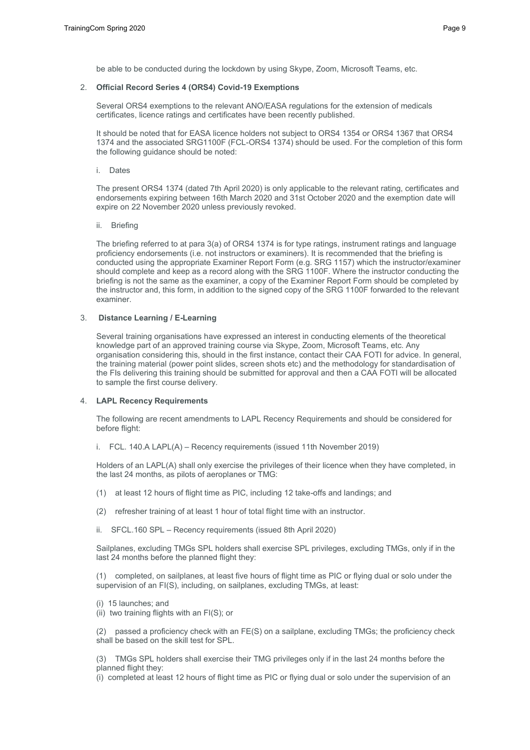be able to be conducted during the lockdown by using Skype, Zoom, Microsoft Teams, etc.

2. **Official Record Series 4 (ORS4) Covid-19 Exemptions**

Several ORS4 exemptions to the relevant ANO/EASA regulations for the extension of medicals certificates, licence ratings and certificates have been recently published.

It should be noted that for EASA licence holders not subject to ORS4 1354 or ORS4 1367 that ORS4 1374 and the associated SRG1100F (FCL-ORS4 1374) should be used. For the completion of this form the following guidance should be noted:

i. Dates

The present ORS4 1374 (dated 7th April 2020) is only applicable to the relevant rating, certificates and endorsements expiring between 16th March 2020 and 31st October 2020 and the exemption date will expire on 22 November 2020 unless previously revoked.

ii. Briefing

The briefing referred to at para 3(a) of ORS4 1374 is for type ratings, instrument ratings and language proficiency endorsements (i.e. not instructors or examiners). It is recommended that the briefing is conducted using the appropriate Examiner Report Form (e.g. SRG 1157) which the instructor/examiner should complete and keep as a record along with the SRG 1100F. Where the instructor conducting the briefing is not the same as the examiner, a copy of the Examiner Report Form should be completed by the instructor and, this form, in addition to the signed copy of the SRG 1100F forwarded to the relevant examiner.

3. **Distance Learning / E-Learning**

Several training organisations have expressed an interest in conducting elements of the theoretical knowledge part of an approved training course via Skype, Zoom, Microsoft Teams, etc. Any organisation considering this, should in the first instance, contact their CAA FOTI for advice. In general, the training material (power point slides, screen shots etc) and the methodology for standardisation of the FIs delivering this training should be submitted for approval and then a CAA FOTI will be allocated to sample the first course delivery.

4. **LAPL Recency Requirements**

The following are recent amendments to LAPL Recency Requirements and should be considered for before flight:

i. FCL. 140.A LAPL(A) – Recency requirements (issued 11th November 2019)

Holders of an LAPL(A) shall only exercise the privileges of their licence when they have completed, in the last 24 months, as pilots of aeroplanes or TMG:

(1) at least 12 hours of flight time as PIC, including 12 take-offs and landings; and

(2) refresher training of at least 1 hour of total flight time with an instructor.

ii. SFCL.160 SPL – Recency requirements (issued 8th April 2020)

Sailplanes, excluding TMGs SPL holders shall exercise SPL privileges, excluding TMGs, only if in the last 24 months before the planned flight they:

(1) completed, on sailplanes, at least five hours of flight time as PIC or flying dual or solo under the supervision of an FI(S), including, on sailplanes, excluding TMGs, at least:

(i) 15 launches; and
(ii) two training flights with an FI(S); or

(2) passed a proficiency check with an FE(S) on a sailplane, excluding TMGs; the proficiency check shall be based on the skill test for SPL.

(3) TMGs SPL holders shall exercise their TMG privileges only if in the last 24 months before the planned flight they:
(i) completed at least 12 hours of flight time as PIC or flying dual or solo under the supervision of an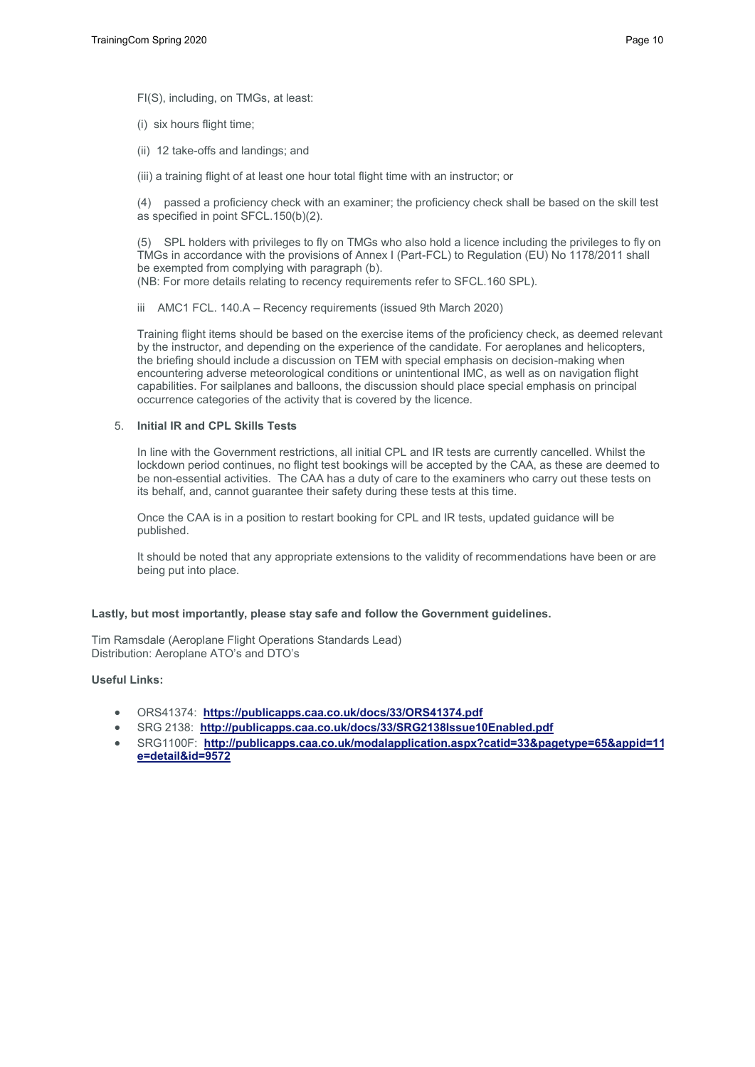FI(S), including, on TMGs, at least:

(i) six hours flight time;

(ii) 12 take-offs and landings; and

(iii) a training flight of at least one hour total flight time with an instructor; or

(4) passed a proficiency check with an examiner; the proficiency check shall be based on the skill test as specified in point SFCL.150(b)(2).

(5) SPL holders with privileges to fly on TMGs who also hold a licence including the privileges to fly on TMGs in accordance with the provisions of Annex I (Part-FCL) to Regulation (EU) No 1178/2011 shall be exempted from complying with paragraph (b).
(NB: For more details relating to recency requirements refer to SFCL.160 SPL).

iii AMC1 FCL. 140.A – Recency requirements (issued 9th March 2020)

Training flight items should be based on the exercise items of the proficiency check, as deemed relevant by the instructor, and depending on the experience of the candidate. For aeroplanes and helicopters, the briefing should include a discussion on TEM with special emphasis on decision-making when encountering adverse meteorological conditions or unintentional IMC, as well as on navigation flight capabilities. For sailplanes and balloons, the discussion should place special emphasis on principal occurrence categories of the activity that is covered by the licence.

5. **Initial IR and CPL Skills Tests**

In line with the Government restrictions, all initial CPL and IR tests are currently cancelled. Whilst the lockdown period continues, no flight test bookings will be accepted by the CAA, as these are deemed to be non-essential activities. The CAA has a duty of care to the examiners who carry out these tests on its behalf, and, cannot guarantee their safety during these tests at this time.

Once the CAA is in a position to restart booking for CPL and IR tests, updated guidance will be published.

It should be noted that any appropriate extensions to the validity of recommendations have been or are being put into place.

**Lastly, but most importantly, please stay safe and follow the Government guidelines.**

Tim Ramsdale (Aeroplane Flight Operations Standards Lead)
Distribution: Aeroplane ATO's and DTO's

**Useful Links:**

- ORS41374: **https://publicapps.caa.co.uk/docs/33/ORS41374.pdf**
- SRG 2138: **http://publicapps.caa.co.uk/docs/33/SRG2138Issue10Enabled.pdf**
- SRG1100F: **http://publicapps.caa.co.uk/modalapplication.aspx?catid=33&pagetype=65&appid=11e=detail&id=9572**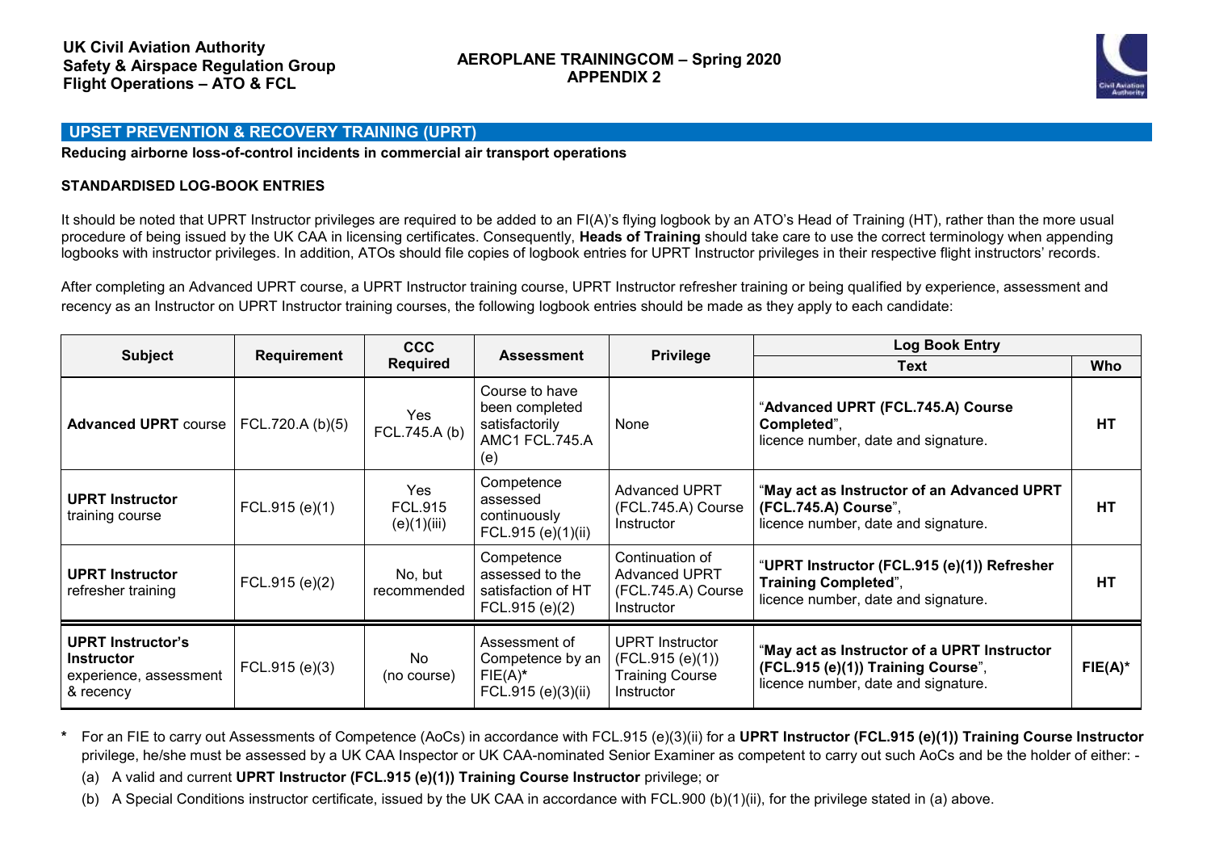**UK Civil Aviation Authority**
**Safety & Airspace Regulation Group**
**Flight Operations – ATO & FCL**

**AEROPLANE TRAININGCOM – Spring 2020**
**APPENDIX 2**

## UPSET PREVENTION & RECOVERY TRAINING (UPRT)

**Reducing airborne loss-of-control incidents in commercial air transport operations**

### STANDARDISED LOG-BOOK ENTRIES

It should be noted that UPRT Instructor privileges are required to be added to an FI(A)'s flying logbook by an ATO's Head of Training (HT), rather than the more usual procedure of being issued by the UK CAA in licensing certificates. Consequently, **Heads of Training** should take care to use the correct terminology when appending logbooks with instructor privileges. In addition, ATOs should file copies of logbook entries for UPRT Instructor privileges in their respective flight instructors' records.

After completing an Advanced UPRT course, a UPRT Instructor training course, UPRT Instructor refresher training or being qualified by experience, assessment and recency as an Instructor on UPRT Instructor training courses, the following logbook entries should be made as they apply to each candidate:

| Subject | Requirement | CCC Required | Assessment | Privilege | Log Book Entry | |
|---|---|---|---|---|---|---|
| | | | | | Text | Who |
| **Advanced UPRT** course | FCL.720.A (b)(5) | Yes FCL.745.A (b) | Course to have been completed satisfactorily AMC1 FCL.745.A (e) | None | "**Advanced UPRT (FCL.745.A) Course Completed**", licence number, date and signature. | **HT** |
| **UPRT Instructor** training course | FCL.915 (e)(1) | Yes FCL.915 (e)(1)(iii) | Competence assessed continuously FCL.915 (e)(1)(ii) | Advanced UPRT (FCL.745.A) Course Instructor | "**May act as Instructor of an Advanced UPRT (FCL.745.A) Course**", licence number, date and signature. | **HT** |
| **UPRT Instructor** refresher training | FCL.915 (e)(2) | No, but recommended | Competence assessed to the satisfaction of HT FCL.915 (e)(2) | Continuation of Advanced UPRT (FCL.745.A) Course Instructor | "**UPRT Instructor (FCL.915 (e)(1)) Refresher Training Completed**", licence number, date and signature. | **HT** |
| **UPRT Instructor's Instructor** experience, assessment & recency | FCL.915 (e)(3) | No (no course) | Assessment of Competence by an FIE(A)* FCL.915 (e)(3)(ii) | UPRT Instructor (FCL.915 (e)(1)) Training Course Instructor | "**May act as Instructor of a UPRT Instructor (FCL.915 (e)(1)) Training Course**", licence number, date and signature. | **FIE(A)*** |

**\*** For an FIE to carry out Assessments of Competence (AoCs) in accordance with FCL.915 (e)(3)(ii) for a **UPRT Instructor (FCL.915 (e)(1)) Training Course Instructor** privilege, he/she must be assessed by a UK CAA Inspector or UK CAA-nominated Senior Examiner as competent to carry out such AoCs and be the holder of either: -

(a) A valid and current **UPRT Instructor (FCL.915 (e)(1)) Training Course Instructor** privilege; or

(b) A Special Conditions instructor certificate, issued by the UK CAA in accordance with FCL.900 (b)(1)(ii), for the privilege stated in (a) above.